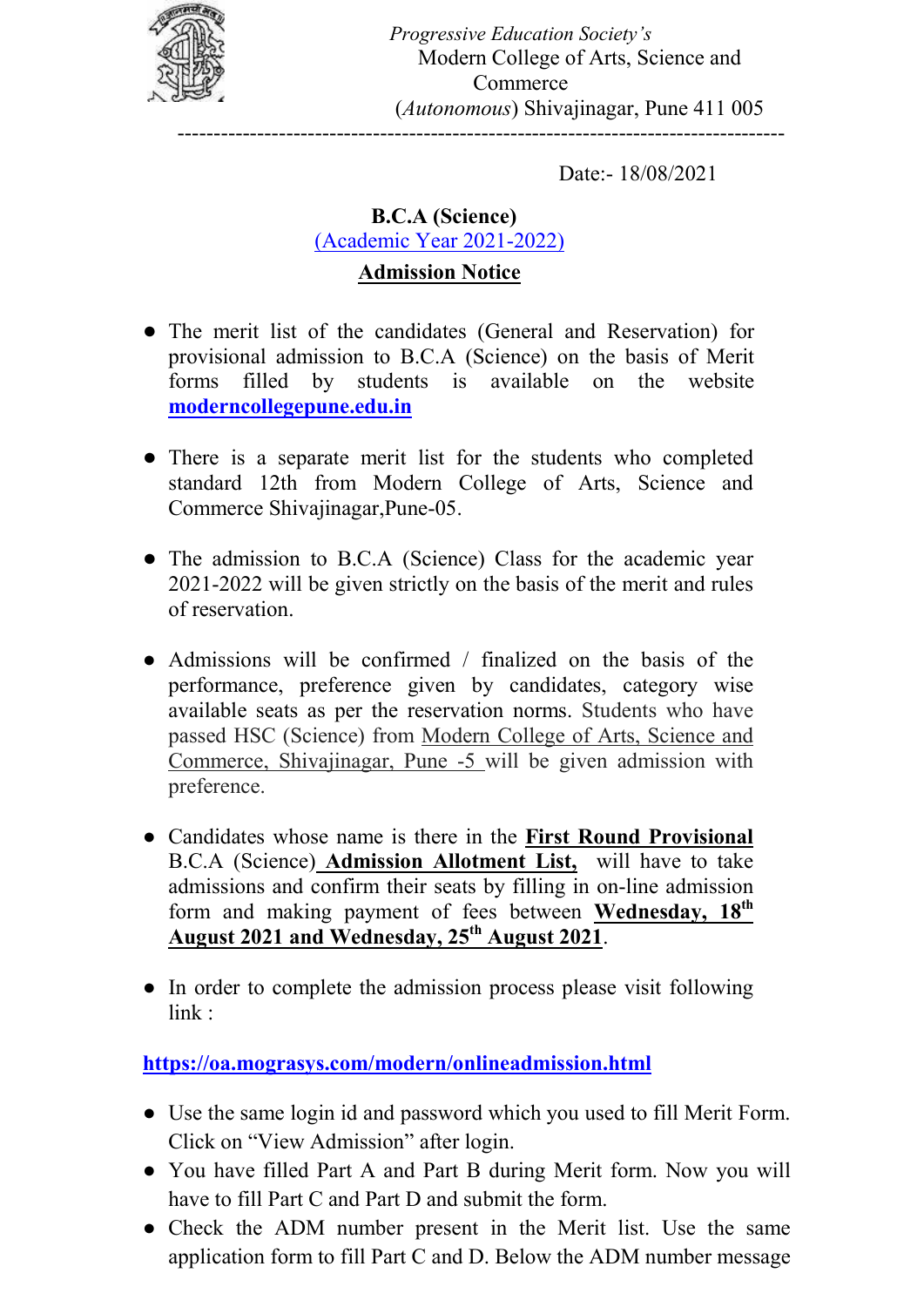*Progressive Education Society's*
Modern College of Arts, Science and Commerce
(*Autonomous*) Shivajinagar, Pune 411 005

---

Date:- 18/08/2021

**B.C.A (Science)**
(Academic Year 2021-2022)

**Admission Notice**

- The merit list of the candidates (General and Reservation) for provisional admission to B.C.A (Science) on the basis of Merit forms filled by students is available on the website **moderncollegepune.edu.in**

- There is a separate merit list for the students who completed standard 12th from Modern College of Arts, Science and Commerce Shivajinagar,Pune-05.

- The admission to B.C.A (Science) Class for the academic year 2021-2022 will be given strictly on the basis of the merit and rules of reservation.

- Admissions will be confirmed / finalized on the basis of the performance, preference given by candidates, category wise available seats as per the reservation norms. Students who have passed HSC (Science) from Modern College of Arts, Science and Commerce, Shivajinagar, Pune -5 will be given admission with preference.

- Candidates whose name is there in the **First Round Provisional** B.C.A (Science) **Admission Allotment List,** will have to take admissions and confirm their seats by filling in on-line admission form and making payment of fees between **Wednesday, 18th August 2021 and Wednesday, 25th August 2021**.

- In order to complete the admission process please visit following link :

**https://oa.mograsys.com/modern/onlineadmission.html**

- Use the same login id and password which you used to fill Merit Form. Click on "View Admission" after login.
- You have filled Part A and Part B during Merit form. Now you will have to fill Part C and Part D and submit the form.
- Check the ADM number present in the Merit list. Use the same application form to fill Part C and D. Below the ADM number message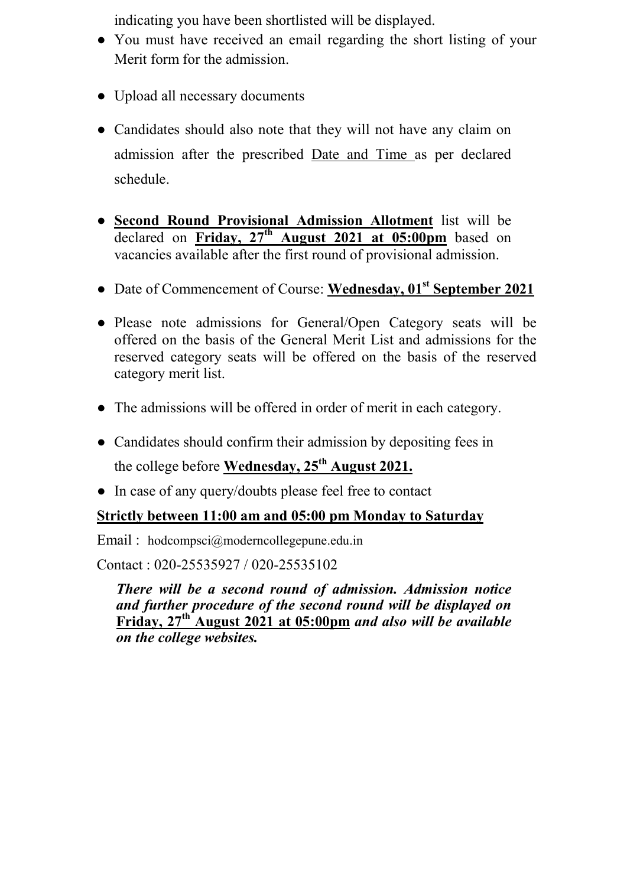indicating you have been shortlisted will be displayed.

- You must have received an email regarding the short listing of your Merit form for the admission.
- Upload all necessary documents
- Candidates should also note that they will not have any claim on admission after the prescribed Date and Time as per declared schedule.
- **Second Round Provisional Admission Allotment** list will be declared on **Friday, 27th August 2021 at 05:00pm** based on vacancies available after the first round of provisional admission.
- Date of Commencement of Course: **Wednesday, 01st September 2021**
- Please note admissions for General/Open Category seats will be offered on the basis of the General Merit List and admissions for the reserved category seats will be offered on the basis of the reserved category merit list.
- The admissions will be offered in order of merit in each category.
- Candidates should confirm their admission by depositing fees in the college before **Wednesday, 25th August 2021.**
- In case of any query/doubts please feel free to contact

**Strictly between 11:00 am and 05:00 pm Monday to Saturday**

Email : hodcompsci@moderncollegepune.edu.in

Contact : 020-25535927 / 020-25535102

***There will be a second round of admission. Admission notice and further procedure of the second round will be displayed on Friday, 27th August 2021 at 05:00pm and also will be available on the college websites.***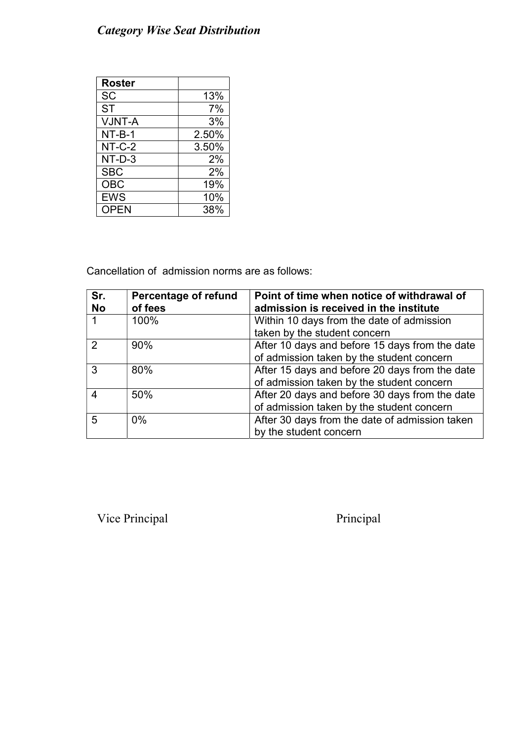***Category Wise Seat Distribution***

| Roster | |
|---|---|
| SC | 13% |
| ST | 7% |
| VJNT-A | 3% |
| NT-B-1 | 2.50% |
| NT-C-2 | 3.50% |
| NT-D-3 | 2% |
| SBC | 2% |
| OBC | 19% |
| EWS | 10% |
| OPEN | 38% |

Cancellation of admission norms are as follows:

| Sr. No | Percentage of refund of fees | Point of time when notice of withdrawal of admission is received in the institute |
|---|---|---|
| 1 | 100% | Within 10 days from the date of admission taken by the student concern |
| 2 | 90% | After 10 days and before 15 days from the date of admission taken by the student concern |
| 3 | 80% | After 15 days and before 20 days from the date of admission taken by the student concern |
| 4 | 50% | After 20 days and before 30 days from the date of admission taken by the student concern |
| 5 | 0% | After 30 days from the date of admission taken by the student concern |

Vice Principal

Principal